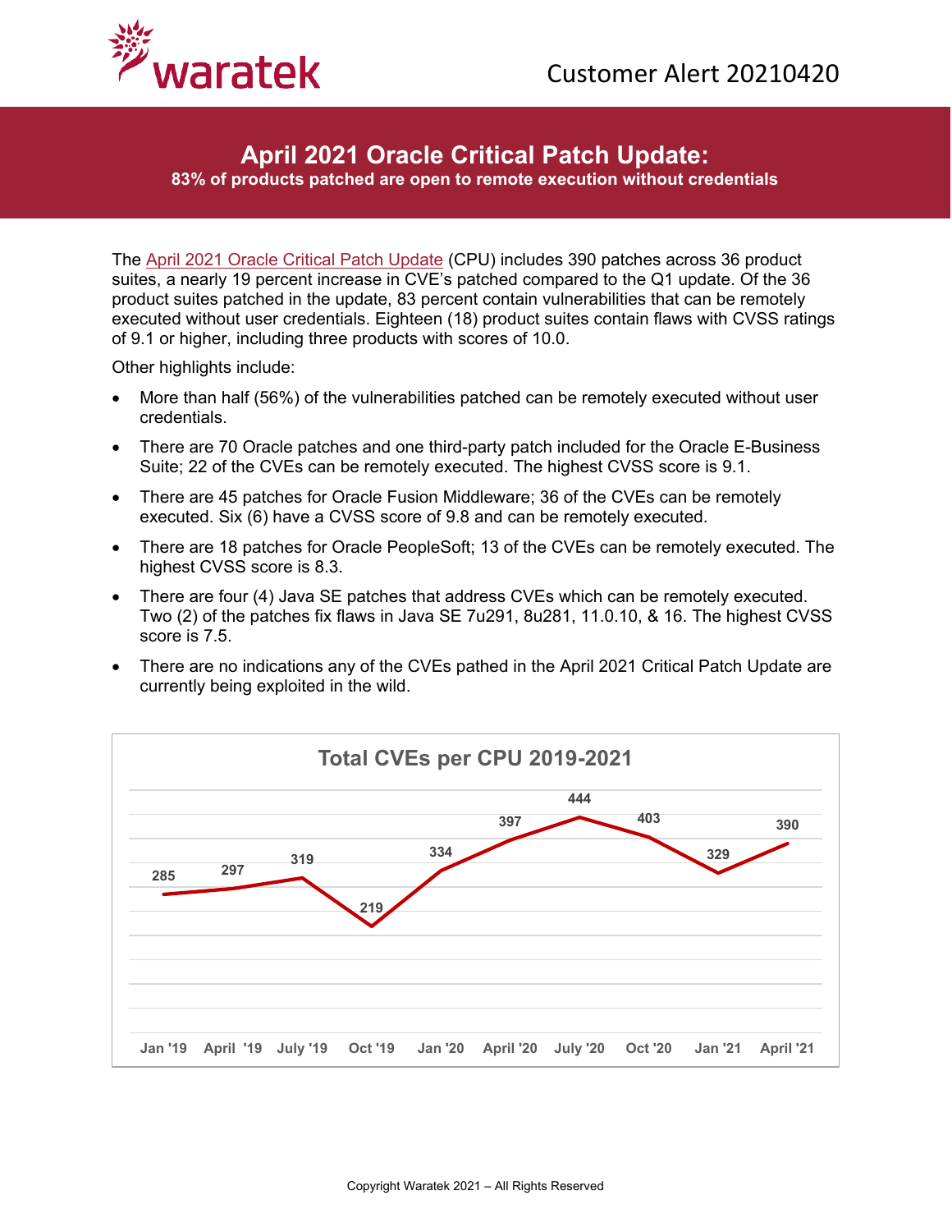Customer Alert 20210420

# April 2021 Oracle Critical Patch Update:

**83% of products patched are open to remote execution without credentials**

The April 2021 Oracle Critical Patch Update (CPU) includes 390 patches across 36 product suites, a nearly 19 percent increase in CVE's patched compared to the Q1 update. Of the 36 product suites patched in the update, 83 percent contain vulnerabilities that can be remotely executed without user credentials. Eighteen (18) product suites contain flaws with CVSS ratings of 9.1 or higher, including three products with scores of 10.0.

Other highlights include:

- More than half (56%) of the vulnerabilities patched can be remotely executed without user credentials.
- There are 70 Oracle patches and one third-party patch included for the Oracle E-Business Suite; 22 of the CVEs can be remotely executed. The highest CVSS score is 9.1.
- There are 45 patches for Oracle Fusion Middleware; 36 of the CVEs can be remotely executed. Six (6) have a CVSS score of 9.8 and can be remotely executed.
- There are 18 patches for Oracle PeopleSoft; 13 of the CVEs can be remotely executed. The highest CVSS score is 8.3.
- There are four (4) Java SE patches that address CVEs which can be remotely executed. Two (2) of the patches fix flaws in Java SE 7u291, 8u281, 11.0.10, & 16. The highest CVSS score is 7.5.
- There are no indications any of the CVEs pathed in the April 2021 Critical Patch Update are currently being exploited in the wild.

**Total CVEs per CPU 2019-2021**

| Jan '19 | April '19 | July '19 | Oct '19 | Jan '20 | April '20 | July '20 | Oct '20 | Jan '21 | April '21 |
|---|---|---|---|---|---|---|---|---|---|
| 285 | 297 | 319 | 219 | 334 | 397 | 444 | 403 | 329 | 390 |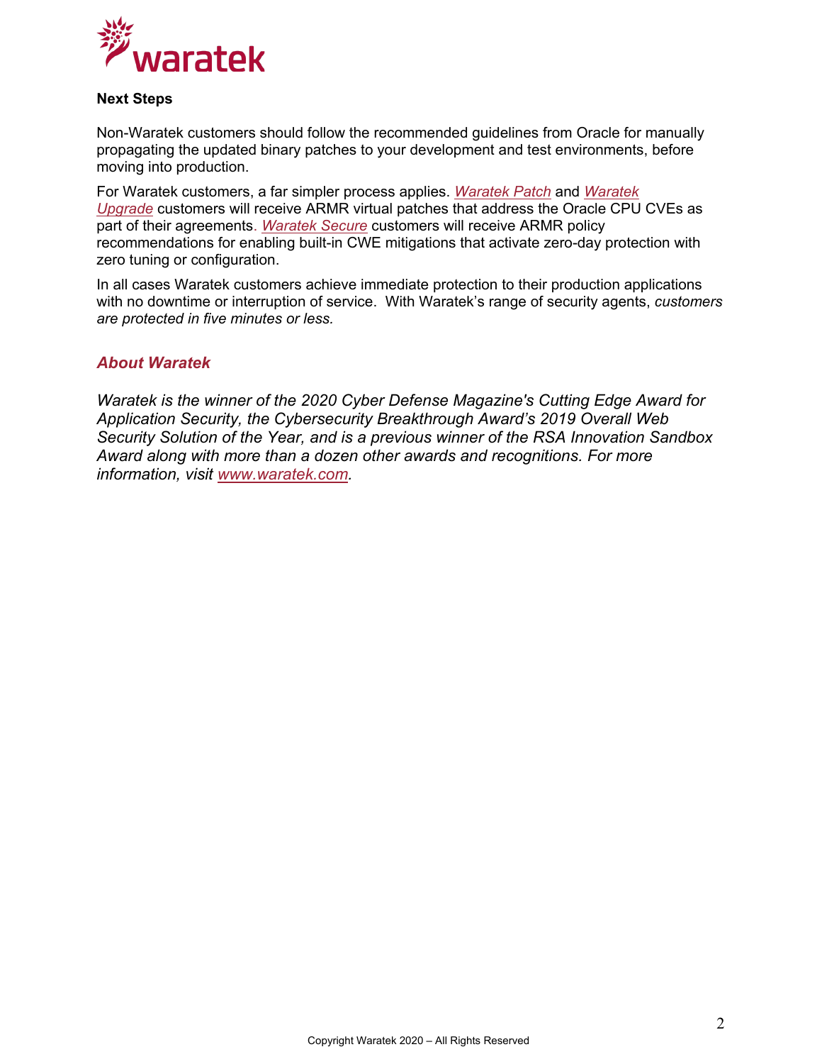**Next Steps**

Non-Waratek customers should follow the recommended guidelines from Oracle for manually propagating the updated binary patches to your development and test environments, before moving into production.

For Waratek customers, a far simpler process applies. *Waratek Patch* and *Waratek Upgrade* customers will receive ARMR virtual patches that address the Oracle CPU CVEs as part of their agreements. *Waratek Secure* customers will receive ARMR policy recommendations for enabling built-in CWE mitigations that activate zero-day protection with zero tuning or configuration.

In all cases Waratek customers achieve immediate protection to their production applications with no downtime or interruption of service. With Waratek's range of security agents, *customers are protected in five minutes or less.*

### *About Waratek*

*Waratek is the winner of the 2020 Cyber Defense Magazine's Cutting Edge Award for Application Security, the Cybersecurity Breakthrough Award's 2019 Overall Web Security Solution of the Year, and is a previous winner of the RSA Innovation Sandbox Award along with more than a dozen other awards and recognitions. For more information, visit www.waratek.com.*